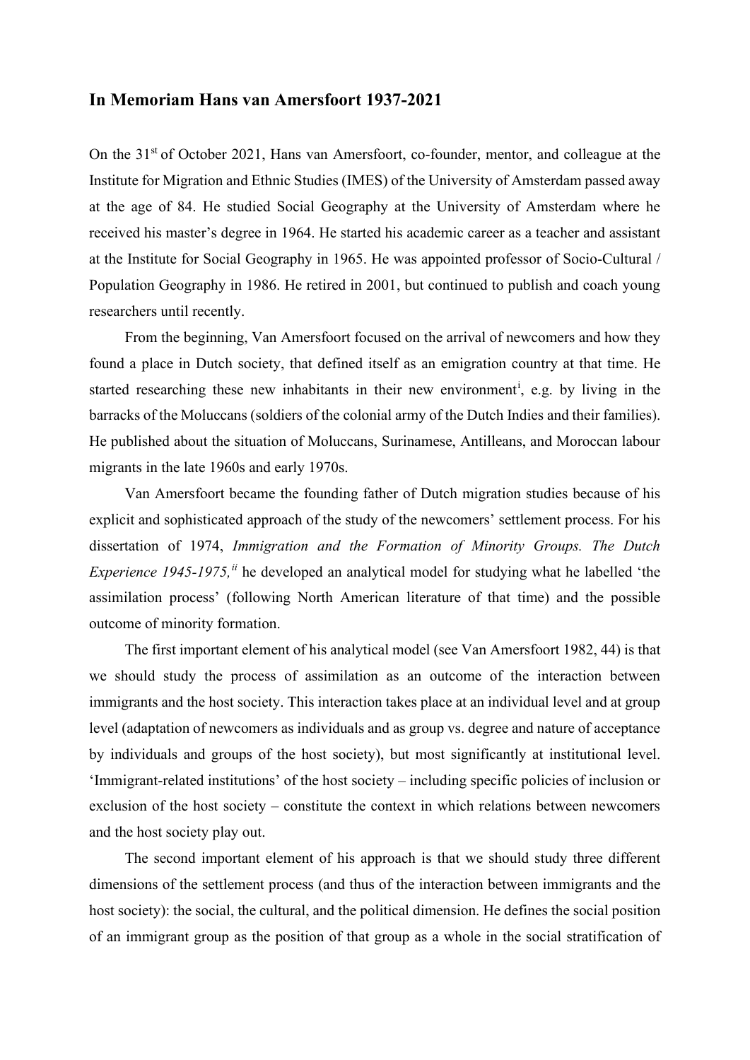# In Memoriam Hans van Amersfoort 1937-2021

On the 31st of October 2021, Hans van Amersfoort, co-founder, mentor, and colleague at the Institute for Migration and Ethnic Studies (IMES) of the University of Amsterdam passed away at the age of 84. He studied Social Geography at the University of Amsterdam where he received his master's degree in 1964. He started his academic career as a teacher and assistant at the Institute for Social Geography in 1965. He was appointed professor of Socio-Cultural / Population Geography in 1986. He retired in 2001, but continued to publish and coach young researchers until recently.

From the beginning, Van Amersfoort focused on the arrival of newcomers and how they found a place in Dutch society, that defined itself as an emigration country at that time. He started researching these new inhabitants in their new environment[i], e.g. by living in the barracks of the Moluccans (soldiers of the colonial army of the Dutch Indies and their families). He published about the situation of Moluccans, Surinamese, Antilleans, and Moroccan labour migrants in the late 1960s and early 1970s.

Van Amersfoort became the founding father of Dutch migration studies because of his explicit and sophisticated approach of the study of the newcomers' settlement process. For his dissertation of 1974, *Immigration and the Formation of Minority Groups. The Dutch Experience 1945-1975,*[ii] he developed an analytical model for studying what he labelled 'the assimilation process' (following North American literature of that time) and the possible outcome of minority formation.

The first important element of his analytical model (see Van Amersfoort 1982, 44) is that we should study the process of assimilation as an outcome of the interaction between immigrants and the host society. This interaction takes place at an individual level and at group level (adaptation of newcomers as individuals and as group vs. degree and nature of acceptance by individuals and groups of the host society), but most significantly at institutional level. 'Immigrant-related institutions' of the host society – including specific policies of inclusion or exclusion of the host society – constitute the context in which relations between newcomers and the host society play out.

The second important element of his approach is that we should study three different dimensions of the settlement process (and thus of the interaction between immigrants and the host society): the social, the cultural, and the political dimension. He defines the social position of an immigrant group as the position of that group as a whole in the social stratification of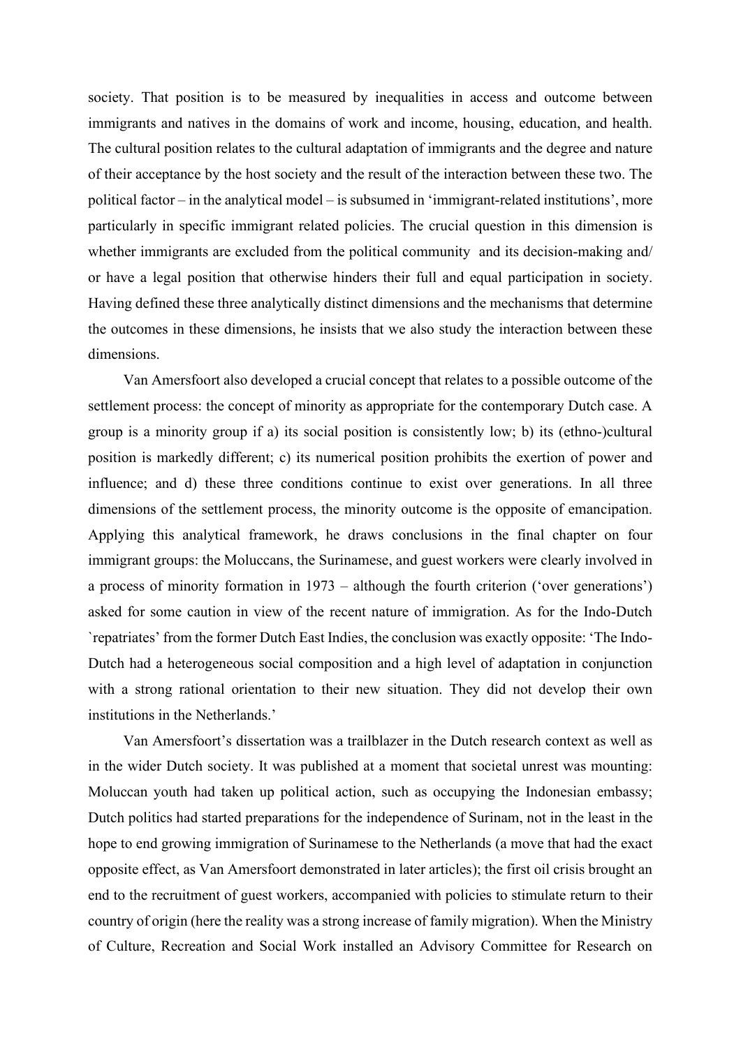society. That position is to be measured by inequalities in access and outcome between immigrants and natives in the domains of work and income, housing, education, and health. The cultural position relates to the cultural adaptation of immigrants and the degree and nature of their acceptance by the host society and the result of the interaction between these two. The political factor – in the analytical model – is subsumed in 'immigrant-related institutions', more particularly in specific immigrant related policies. The crucial question in this dimension is whether immigrants are excluded from the political community and its decision-making and/ or have a legal position that otherwise hinders their full and equal participation in society. Having defined these three analytically distinct dimensions and the mechanisms that determine the outcomes in these dimensions, he insists that we also study the interaction between these dimensions.

Van Amersfoort also developed a crucial concept that relates to a possible outcome of the settlement process: the concept of minority as appropriate for the contemporary Dutch case. A group is a minority group if a) its social position is consistently low; b) its (ethno-)cultural position is markedly different; c) its numerical position prohibits the exertion of power and influence; and d) these three conditions continue to exist over generations. In all three dimensions of the settlement process, the minority outcome is the opposite of emancipation. Applying this analytical framework, he draws conclusions in the final chapter on four immigrant groups: the Moluccans, the Surinamese, and guest workers were clearly involved in a process of minority formation in 1973 – although the fourth criterion ('over generations') asked for some caution in view of the recent nature of immigration. As for the Indo-Dutch `repatriates' from the former Dutch East Indies, the conclusion was exactly opposite: 'The Indo-Dutch had a heterogeneous social composition and a high level of adaptation in conjunction with a strong rational orientation to their new situation. They did not develop their own institutions in the Netherlands.'

Van Amersfoort's dissertation was a trailblazer in the Dutch research context as well as in the wider Dutch society. It was published at a moment that societal unrest was mounting: Moluccan youth had taken up political action, such as occupying the Indonesian embassy; Dutch politics had started preparations for the independence of Surinam, not in the least in the hope to end growing immigration of Surinamese to the Netherlands (a move that had the exact opposite effect, as Van Amersfoort demonstrated in later articles); the first oil crisis brought an end to the recruitment of guest workers, accompanied with policies to stimulate return to their country of origin (here the reality was a strong increase of family migration). When the Ministry of Culture, Recreation and Social Work installed an Advisory Committee for Research on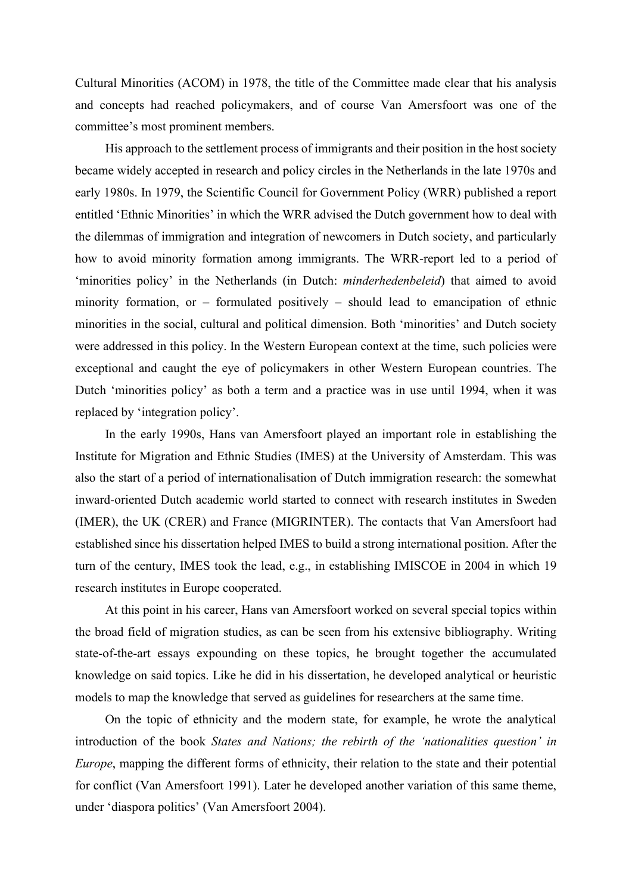Cultural Minorities (ACOM) in 1978, the title of the Committee made clear that his analysis and concepts had reached policymakers, and of course Van Amersfoort was one of the committee's most prominent members.

His approach to the settlement process of immigrants and their position in the host society became widely accepted in research and policy circles in the Netherlands in the late 1970s and early 1980s. In 1979, the Scientific Council for Government Policy (WRR) published a report entitled 'Ethnic Minorities' in which the WRR advised the Dutch government how to deal with the dilemmas of immigration and integration of newcomers in Dutch society, and particularly how to avoid minority formation among immigrants. The WRR-report led to a period of 'minorities policy' in the Netherlands (in Dutch: *minderhedenbeleid*) that aimed to avoid minority formation, or – formulated positively – should lead to emancipation of ethnic minorities in the social, cultural and political dimension. Both 'minorities' and Dutch society were addressed in this policy. In the Western European context at the time, such policies were exceptional and caught the eye of policymakers in other Western European countries. The Dutch 'minorities policy' as both a term and a practice was in use until 1994, when it was replaced by 'integration policy'.

In the early 1990s, Hans van Amersfoort played an important role in establishing the Institute for Migration and Ethnic Studies (IMES) at the University of Amsterdam. This was also the start of a period of internationalisation of Dutch immigration research: the somewhat inward-oriented Dutch academic world started to connect with research institutes in Sweden (IMER), the UK (CRER) and France (MIGRINTER). The contacts that Van Amersfoort had established since his dissertation helped IMES to build a strong international position. After the turn of the century, IMES took the lead, e.g., in establishing IMISCOE in 2004 in which 19 research institutes in Europe cooperated.

At this point in his career, Hans van Amersfoort worked on several special topics within the broad field of migration studies, as can be seen from his extensive bibliography. Writing state-of-the-art essays expounding on these topics, he brought together the accumulated knowledge on said topics. Like he did in his dissertation, he developed analytical or heuristic models to map the knowledge that served as guidelines for researchers at the same time.

On the topic of ethnicity and the modern state, for example, he wrote the analytical introduction of the book *States and Nations; the rebirth of the 'nationalities question' in Europe*, mapping the different forms of ethnicity, their relation to the state and their potential for conflict (Van Amersfoort 1991). Later he developed another variation of this same theme, under 'diaspora politics' (Van Amersfoort 2004).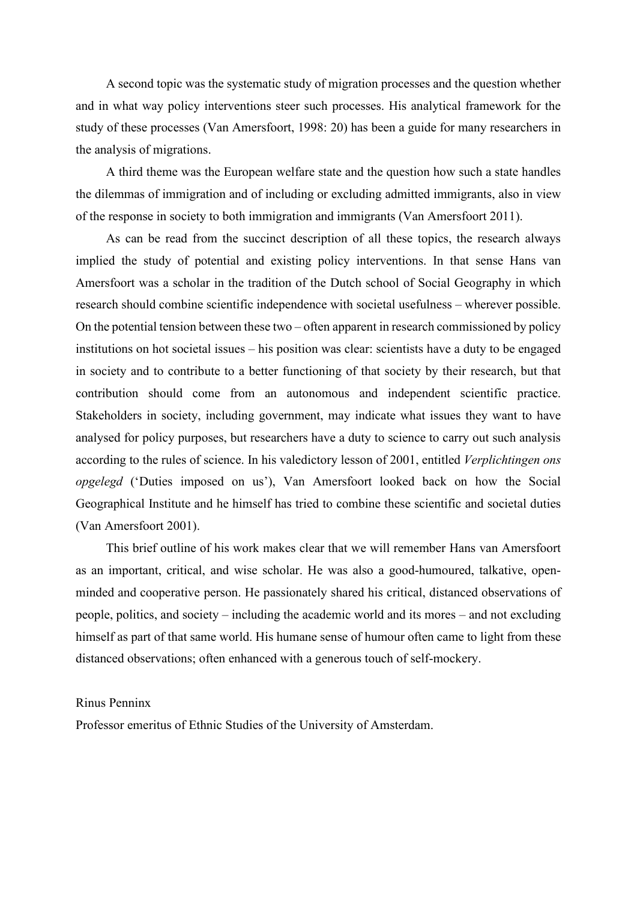A second topic was the systematic study of migration processes and the question whether and in what way policy interventions steer such processes. His analytical framework for the study of these processes (Van Amersfoort, 1998: 20) has been a guide for many researchers in the analysis of migrations.

A third theme was the European welfare state and the question how such a state handles the dilemmas of immigration and of including or excluding admitted immigrants, also in view of the response in society to both immigration and immigrants (Van Amersfoort 2011).

As can be read from the succinct description of all these topics, the research always implied the study of potential and existing policy interventions. In that sense Hans van Amersfoort was a scholar in the tradition of the Dutch school of Social Geography in which research should combine scientific independence with societal usefulness – wherever possible. On the potential tension between these two – often apparent in research commissioned by policy institutions on hot societal issues – his position was clear: scientists have a duty to be engaged in society and to contribute to a better functioning of that society by their research, but that contribution should come from an autonomous and independent scientific practice. Stakeholders in society, including government, may indicate what issues they want to have analysed for policy purposes, but researchers have a duty to science to carry out such analysis according to the rules of science. In his valedictory lesson of 2001, entitled *Verplichtingen ons opgelegd* ('Duties imposed on us'), Van Amersfoort looked back on how the Social Geographical Institute and he himself has tried to combine these scientific and societal duties (Van Amersfoort 2001).

This brief outline of his work makes clear that we will remember Hans van Amersfoort as an important, critical, and wise scholar. He was also a good-humoured, talkative, open-minded and cooperative person. He passionately shared his critical, distanced observations of people, politics, and society – including the academic world and its mores – and not excluding himself as part of that same world. His humane sense of humour often came to light from these distanced observations; often enhanced with a generous touch of self-mockery.

Rinus Penninx

Professor emeritus of Ethnic Studies of the University of Amsterdam.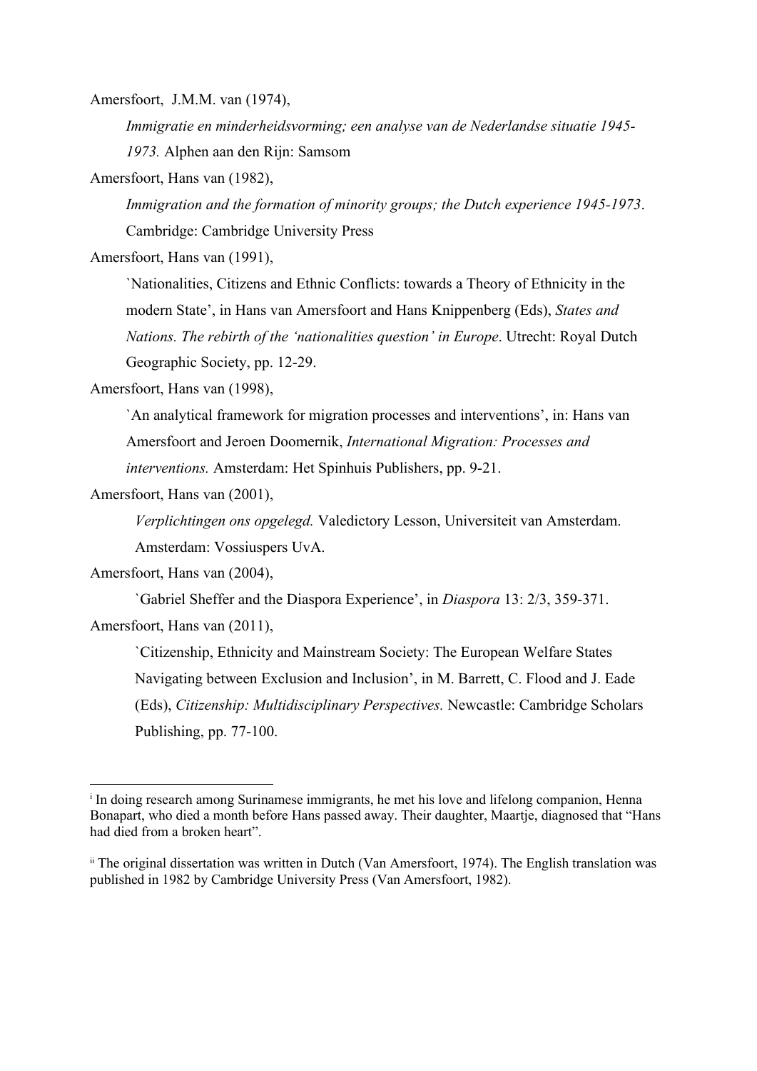Amersfoort, J.M.M. van (1974),

*Immigratie en minderheidsvorming; een analyse van de Nederlandse situatie 1945-1973.* Alphen aan den Rijn: Samsom

Amersfoort, Hans van (1982),

*Immigration and the formation of minority groups; the Dutch experience 1945-1973*. Cambridge: Cambridge University Press

Amersfoort, Hans van (1991),

`Nationalities, Citizens and Ethnic Conflicts: towards a Theory of Ethnicity in the modern State', in Hans van Amersfoort and Hans Knippenberg (Eds), *States and Nations. The rebirth of the 'nationalities question' in Europe*. Utrecht: Royal Dutch Geographic Society, pp. 12-29.

Amersfoort, Hans van (1998),

`An analytical framework for migration processes and interventions', in: Hans van Amersfoort and Jeroen Doomernik, *International Migration: Processes and interventions.* Amsterdam: Het Spinhuis Publishers, pp. 9-21.

Amersfoort, Hans van (2001),

*Verplichtingen ons opgelegd.* Valedictory Lesson, Universiteit van Amsterdam. Amsterdam: Vossiuspers UvA.

Amersfoort, Hans van (2004),

`Gabriel Sheffer and the Diaspora Experience', in *Diaspora* 13: 2/3, 359-371.

Amersfoort, Hans van (2011),

`Citizenship, Ethnicity and Mainstream Society: The European Welfare States Navigating between Exclusion and Inclusion', in M. Barrett, C. Flood and J. Eade (Eds), *Citizenship: Multidisciplinary Perspectives.* Newcastle: Cambridge Scholars Publishing, pp. 77-100.

---

[i] In doing research among Surinamese immigrants, he met his love and lifelong companion, Henna Bonapart, who died a month before Hans passed away. Their daughter, Maartje, diagnosed that "Hans had died from a broken heart".

[ii] The original dissertation was written in Dutch (Van Amersfoort, 1974). The English translation was published in 1982 by Cambridge University Press (Van Amersfoort, 1982).